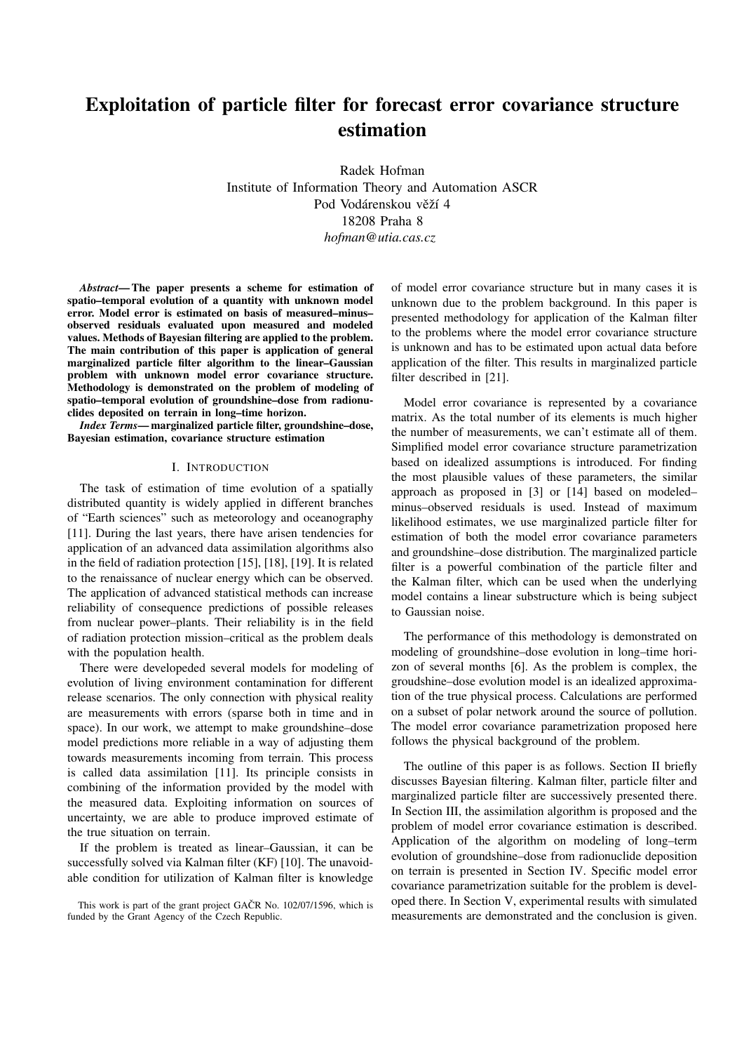# Exploitation of particle filter for forecast error covariance structure estimation

Radek Hofman
Institute of Information Theory and Automation ASCR
Pod Vodárenskou věží 4
18208 Praha 8
*hofman@utia.cas.cz*

***Abstract*— The paper presents a scheme for estimation of spatio–temporal evolution of a quantity with unknown model error. Model error is estimated on basis of measured–minus–observed residuals evaluated upon measured and modeled values. Methods of Bayesian filtering are applied to the problem. The main contribution of this paper is application of general marginalized particle filter algorithm to the linear–Gaussian problem with unknown model error covariance structure. Methodology is demonstrated on the problem of modeling of spatio–temporal evolution of groundshine–dose from radionuclides deposited on terrain in long–time horizon.**

***Index Terms*— marginalized particle filter, groundshine–dose, Bayesian estimation, covariance structure estimation**

## I. Introduction

The task of estimation of time evolution of a spatially distributed quantity is widely applied in different branches of "Earth sciences" such as meteorology and oceanography [11]. During the last years, there have arisen tendencies for application of an advanced data assimilation algorithms also in the field of radiation protection [15], [18], [19]. It is related to the renaissance of nuclear energy which can be observed. The application of advanced statistical methods can increase reliability of consequence predictions of possible releases from nuclear power–plants. Their reliability is in the field of radiation protection mission–critical as the problem deals with the population health.

There were developeded several models for modeling of evolution of living environment contamination for different release scenarios. The only connection with physical reality are measurements with errors (sparse both in time and in space). In our work, we attempt to make groundshine–dose model predictions more reliable in a way of adjusting them towards measurements incoming from terrain. This process is called data assimilation [11]. Its principle consists in combining of the information provided by the model with the measured data. Exploiting information on sources of uncertainty, we are able to produce improved estimate of the true situation on terrain.

If the problem is treated as linear–Gaussian, it can be successfully solved via Kalman filter (KF) [10]. The unavoidable condition for utilization of Kalman filter is knowledge of model error covariance structure but in many cases it is unknown due to the problem background. In this paper is presented methodology for application of the Kalman filter to the problems where the model error covariance structure is unknown and has to be estimated upon actual data before application of the filter. This results in marginalized particle filter described in [21].

Model error covariance is represented by a covariance matrix. As the total number of its elements is much higher the number of measurements, we can't estimate all of them. Simplified model error covariance structure parametrization based on idealized assumptions is introduced. For finding the most plausible values of these parameters, the similar approach as proposed in [3] or [14] based on modeled–minus–observed residuals is used. Instead of maximum likelihood estimates, we use marginalized particle filter for estimation of both the model error covariance parameters and groundshine–dose distribution. The marginalized particle filter is a powerful combination of the particle filter and the Kalman filter, which can be used when the underlying model contains a linear substructure which is being subject to Gaussian noise.

The performance of this methodology is demonstrated on modeling of groundshine–dose evolution in long–time horizon of several months [6]. As the problem is complex, the groudshine–dose evolution model is an idealized approximation of the true physical process. Calculations are performed on a subset of polar network around the source of pollution. The model error covariance parametrization proposed here follows the physical background of the problem.

The outline of this paper is as follows. Section II briefly discusses Bayesian filtering. Kalman filter, particle filter and marginalized particle filter are successively presented there. In Section III, the assimilation algorithm is proposed and the problem of model error covariance estimation is described. Application of the algorithm on modeling of long–term evolution of groundshine–dose from radionuclide deposition on terrain is presented in Section IV. Specific model error covariance parametrization suitable for the problem is developed there. In Section V, experimental results with simulated measurements are demonstrated and the conclusion is given.

This work is part of the grant project GAČR No. 102/07/1596, which is funded by the Grant Agency of the Czech Republic.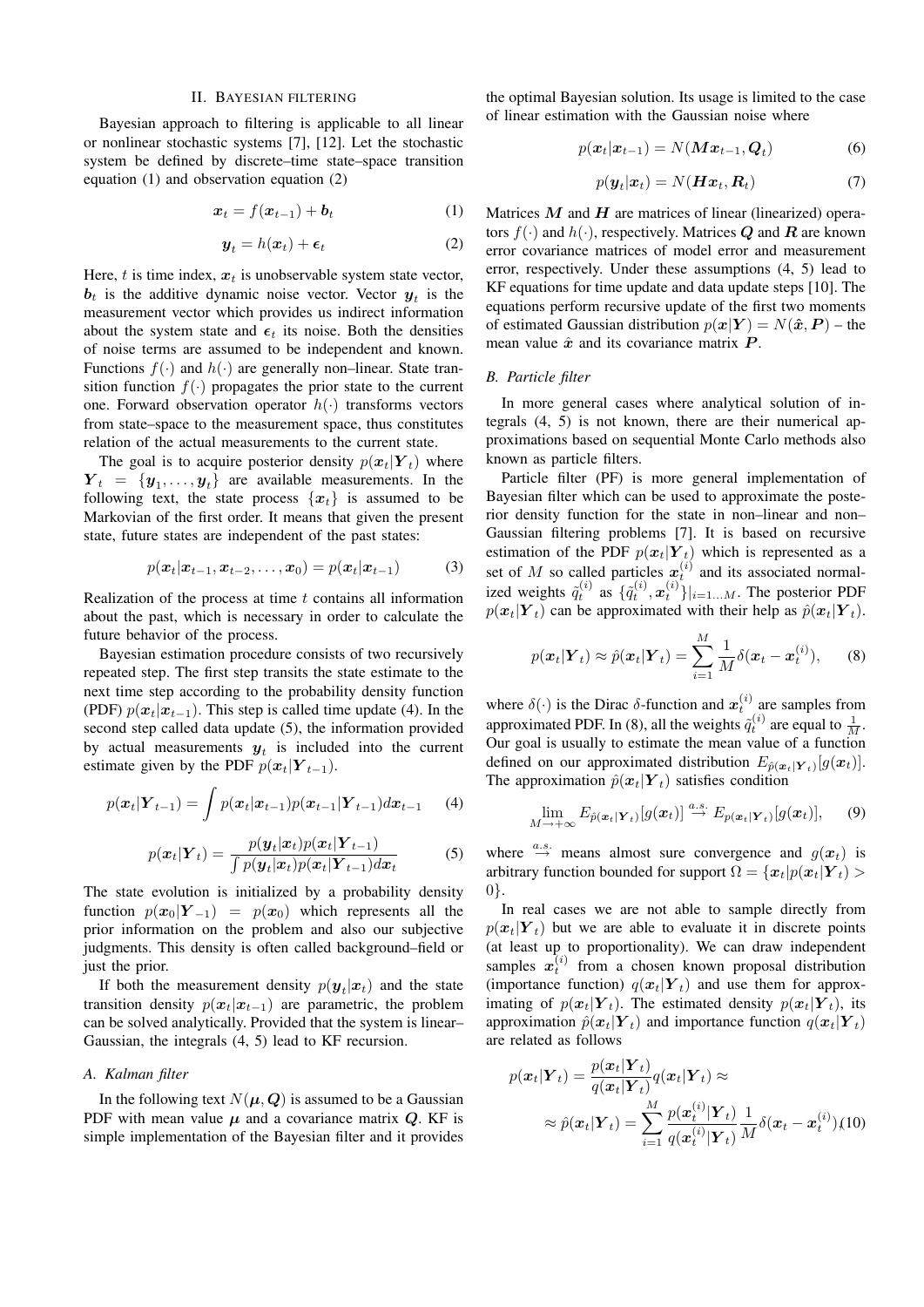## II. Bayesian filtering

Bayesian approach to filtering is applicable to all linear or nonlinear stochastic systems [7], [12]. Let the stochastic system be defined by discrete–time state–space transition equation (1) and observation equation (2)

$$\boldsymbol{x}_t = f(\boldsymbol{x}_{t-1}) + \boldsymbol{b}_t \tag{1}$$

$$\boldsymbol{y}_t = h(\boldsymbol{x}_t) + \boldsymbol{\epsilon}_t \tag{2}$$

Here, $t$ is time index, $\boldsymbol{x}_t$ is unobservable system state vector, $\boldsymbol{b}_t$ is the additive dynamic noise vector. Vector $\boldsymbol{y}_t$ is the measurement vector which provides us indirect information about the system state and $\boldsymbol{\epsilon}_t$ its noise. Both the densities of noise terms are assumed to be independent and known. Functions $f(\cdot)$ and $h(\cdot)$ are generally non–linear. State transition function $f(\cdot)$ propagates the prior state to the current one. Forward observation operator $h(\cdot)$ transforms vectors from state–space to the measurement space, thus constitutes relation of the actual measurements to the current state.

The goal is to acquire posterior density $p(\boldsymbol{x}_t|\boldsymbol{Y}_t)$ where $\boldsymbol{Y}_t = \{\boldsymbol{y}_1, \ldots, \boldsymbol{y}_t\}$ are available measurements. In the following text, the state process $\{\boldsymbol{x}_t\}$ is assumed to be Markovian of the first order. It means that given the present state, future states are independent of the past states:

$$p(\boldsymbol{x}_t|\boldsymbol{x}_{t-1}, \boldsymbol{x}_{t-2}, \ldots, \boldsymbol{x}_0) = p(\boldsymbol{x}_t|\boldsymbol{x}_{t-1}) \tag{3}$$

Realization of the process at time $t$ contains all information about the past, which is necessary in order to calculate the future behavior of the process.

Bayesian estimation procedure consists of two recursively repeated step. The first step transits the state estimate to the next time step according to the probability density function (PDF) $p(\boldsymbol{x}_t|\boldsymbol{x}_{t-1})$. This step is called time update (4). In the second step called data update (5), the information provided by actual measurements $\boldsymbol{y}_t$ is included into the current estimate given by the PDF $p(\boldsymbol{x}_t|\boldsymbol{Y}_{t-1})$.

$$p(\boldsymbol{x}_t|\boldsymbol{Y}_{t-1}) = \int p(\boldsymbol{x}_t|\boldsymbol{x}_{t-1}) p(\boldsymbol{x}_{t-1}|\boldsymbol{Y}_{t-1}) d\boldsymbol{x}_{t-1} \tag{4}$$

$$p(\boldsymbol{x}_t|\boldsymbol{Y}_t) = \frac{p(\boldsymbol{y}_t|\boldsymbol{x}_t) p(\boldsymbol{x}_t|\boldsymbol{Y}_{t-1})}{\int p(\boldsymbol{y}_t|\boldsymbol{x}_t) p(\boldsymbol{x}_t|\boldsymbol{Y}_{t-1}) d\boldsymbol{x}_t} \tag{5}$$

The state evolution is initialized by a probability density function $p(\boldsymbol{x}_0|\boldsymbol{Y}_{-1}) = p(\boldsymbol{x}_0)$ which represents all the prior information on the problem and also our subjective judgments. This density is often called background–field or just the prior.

If both the measurement density $p(\boldsymbol{y}_t|\boldsymbol{x}_t)$ and the state transition density $p(\boldsymbol{x}_t|\boldsymbol{x}_{t-1})$ are parametric, the problem can be solved analytically. Provided that the system is linear–Gaussian, the integrals (4, 5) lead to KF recursion.

### A. Kalman filter

In the following text $N(\boldsymbol{\mu}, \boldsymbol{Q})$ is assumed to be a Gaussian PDF with mean value $\boldsymbol{\mu}$ and a covariance matrix $\boldsymbol{Q}$. KF is simple implementation of the Bayesian filter and it provides the optimal Bayesian solution. Its usage is limited to the case of linear estimation with the Gaussian noise where

$$p(\boldsymbol{x}_t|\boldsymbol{x}_{t-1}) = N(\boldsymbol{M}\boldsymbol{x}_{t-1}, \boldsymbol{Q}_t) \tag{6}$$

$$p(\boldsymbol{y}_t|\boldsymbol{x}_t) = N(\boldsymbol{H}\boldsymbol{x}_t, \boldsymbol{R}_t) \tag{7}$$

Matrices $\boldsymbol{M}$ and $\boldsymbol{H}$ are matrices of linear (linearized) operators $f(\cdot)$ and $h(\cdot)$, respectively. Matrices $\boldsymbol{Q}$ and $\boldsymbol{R}$ are known error covariance matrices of model error and measurement error, respectively. Under these assumptions (4, 5) lead to KF equations for time update and data update steps [10]. The equations perform recursive update of the first two moments of estimated Gaussian distribution $p(\boldsymbol{x}|\boldsymbol{Y}) = N(\hat{\boldsymbol{x}}, \boldsymbol{P})$ – the mean value $\hat{\boldsymbol{x}}$ and its covariance matrix $\boldsymbol{P}$.

### B. Particle filter

In more general cases where analytical solution of integrals (4, 5) is not known, there are their numerical approximations based on sequential Monte Carlo methods also known as particle filters.

Particle filter (PF) is more general implementation of Bayesian filter which can be used to approximate the posterior density function for the state in non–linear and non–Gaussian filtering problems [7]. It is based on recursive estimation of the PDF $p(\boldsymbol{x}_t|\boldsymbol{Y}_t)$ which is represented as a set of $M$ so called particles $\boldsymbol{x}_t^{(i)}$ and its associated normalized weights $\tilde{q}_t^{(i)}$ as $\{\tilde{q}_t^{(i)}, \boldsymbol{x}_t^{(i)}\}|_{i=1\ldots M}$. The posterior PDF $p(\boldsymbol{x}_t|\boldsymbol{Y}_t)$ can be approximated with their help as $\hat{p}(\boldsymbol{x}_t|\boldsymbol{Y}_t)$.

$$p(\boldsymbol{x}_t|\boldsymbol{Y}_t) \approx \hat{p}(\boldsymbol{x}_t|\boldsymbol{Y}_t) = \sum_{i=1}^{M} \frac{1}{M} \delta(\boldsymbol{x}_t - \boldsymbol{x}_t^{(i)}), \tag{8}$$

where $\delta(\cdot)$ is the Dirac $\delta$-function and $\boldsymbol{x}_t^{(i)}$ are samples from approximated PDF. In (8), all the weights $\tilde{q}_t^{(i)}$ are equal to $\frac{1}{M}$. Our goal is usually to estimate the mean value of a function defined on our approximated distribution $E_{\hat{p}(\boldsymbol{x}_t|\boldsymbol{Y}_t)}[g(\boldsymbol{x}_t)]$. The approximation $\hat{p}(\boldsymbol{x}_t|\boldsymbol{Y}_t)$ satisfies condition

$$\lim_{M \to +\infty} E_{\hat{p}(\boldsymbol{x}_t|\boldsymbol{Y}_t)}[g(\boldsymbol{x}_t)] \overset{a.s.}{\to} E_{p(\boldsymbol{x}_t|\boldsymbol{Y}_t)}[g(\boldsymbol{x}_t)], \tag{9}$$

where $\overset{a.s.}{\to}$ means almost sure convergence and $g(\boldsymbol{x}_t)$ is arbitrary function bounded for support $\Omega = \{\boldsymbol{x}_t | p(\boldsymbol{x}_t|\boldsymbol{Y}_t) > 0\}$.

In real cases we are not able to sample directly from $p(\boldsymbol{x}_t|\boldsymbol{Y}_t)$ but we are able to evaluate it in discrete points (at least up to proportionality). We can draw independent samples $\boldsymbol{x}_t^{(i)}$ from a chosen known proposal distribution (importance function) $q(\boldsymbol{x}_t|\boldsymbol{Y}_t)$ and use them for approximating of $p(\boldsymbol{x}_t|\boldsymbol{Y}_t)$. The estimated density $p(\boldsymbol{x}_t|\boldsymbol{Y}_t)$, its approximation $\hat{p}(\boldsymbol{x}_t|\boldsymbol{Y}_t)$ and importance function $q(\boldsymbol{x}_t|\boldsymbol{Y}_t)$ are related as follows

$$p(\boldsymbol{x}_t|\boldsymbol{Y}_t) = \frac{p(\boldsymbol{x}_t|\boldsymbol{Y}_t)}{q(\boldsymbol{x}_t|\boldsymbol{Y}_t)} q(\boldsymbol{x}_t|\boldsymbol{Y}_t) \approx$$

$$\approx \hat{p}(\boldsymbol{x}_t|\boldsymbol{Y}_t) = \sum_{i=1}^{M} \frac{p(\boldsymbol{x}_t^{(i)}|\boldsymbol{Y}_t)}{q(\boldsymbol{x}_t^{(i)}|\boldsymbol{Y}_t)} \frac{1}{M} \delta(\boldsymbol{x}_t - \boldsymbol{x}_t^{(i)}) \tag{10}$$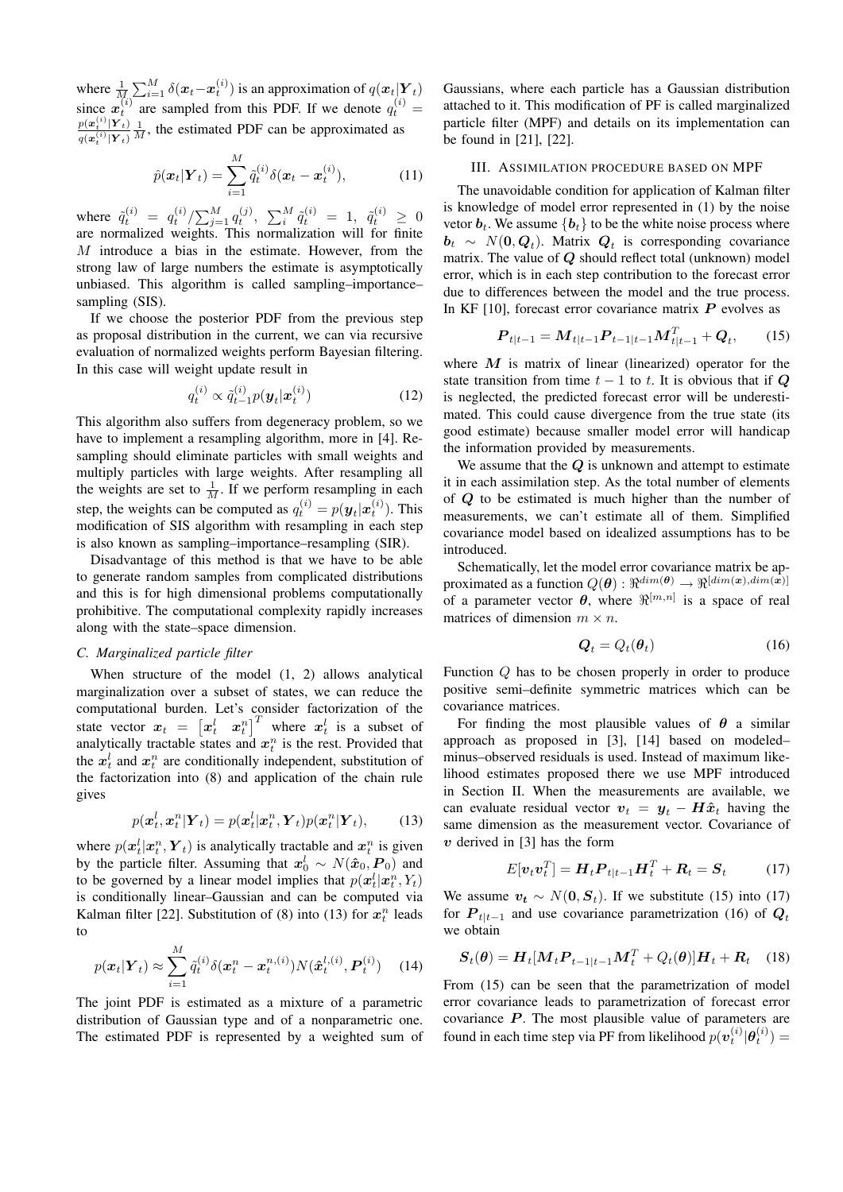where $\frac{1}{M}\sum_{i=1}^{M}\delta(\boldsymbol{x}_t - \boldsymbol{x}_t^{(i)})$ is an approximation of $q(\boldsymbol{x}_t|\boldsymbol{Y}_t)$ since $\boldsymbol{x}_t^{(i)}$ are sampled from this PDF. If we denote $q_t^{(i)} = \frac{p(\boldsymbol{x}_t^{(i)}|\boldsymbol{Y}_t)}{q(\boldsymbol{x}_t^{(i)}|\boldsymbol{Y}_t)}\frac{1}{M}$, the estimated PDF can be approximated as

$$\hat{p}(\boldsymbol{x}_t|\boldsymbol{Y}_t) = \sum_{i=1}^{M}\tilde{q}_t^{(i)}\delta(\boldsymbol{x}_t - \boldsymbol{x}_t^{(i)}), \tag{11}$$

where $\tilde{q}_t^{(i)} = q_t^{(i)}/\sum_{j=1}^{M} q_t^{(j)}$, $\sum_i^M \tilde{q}_t^{(i)} = 1$, $\tilde{q}_t^{(i)} \geq 0$ are normalized weights. This normalization will for finite $M$ introduce a bias in the estimate. However, from the strong law of large numbers the estimate is asymptotically unbiased. This algorithm is called sampling–importance–sampling (SIS).

If we choose the posterior PDF from the previous step as proposal distribution in the current, we can via recursive evaluation of normalized weights perform Bayesian filtering. In this case will weight update result in

$$q_t^{(i)} \propto \tilde{q}_{t-1}^{(i)} p(\boldsymbol{y}_t|\boldsymbol{x}_t^{(i)}) \tag{12}$$

This algorithm also suffers from degeneracy problem, so we have to implement a resampling algorithm, more in [4]. Resampling should eliminate particles with small weights and multiply particles with large weights. After resampling all the weights are set to $\frac{1}{M}$. If we perform resampling in each step, the weights can be computed as $q_t^{(i)} = p(\boldsymbol{y}_t|\boldsymbol{x}_t^{(i)})$. This modification of SIS algorithm with resampling in each step is also known as sampling–importance–resampling (SIR).

Disadvantage of this method is that we have to be able to generate random samples from complicated distributions and this is for high dimensional problems computationally prohibitive. The computational complexity rapidly increases along with the state–space dimension.

### C. Marginalized particle filter

When structure of the model (1, 2) allows analytical marginalization over a subset of states, we can reduce the computational burden. Let's consider factorization of the state vector $\boldsymbol{x}_t = \begin{bmatrix}\boldsymbol{x}_t^l & \boldsymbol{x}_t^n\end{bmatrix}^T$ where $\boldsymbol{x}_t^l$ is a subset of analytically tractable states and $\boldsymbol{x}_t^n$ is the rest. Provided that the $\boldsymbol{x}_t^l$ and $\boldsymbol{x}_t^n$ are conditionally independent, substitution of the factorization into (8) and application of the chain rule gives

$$p(\boldsymbol{x}_t^l, \boldsymbol{x}_t^n|\boldsymbol{Y}_t) = p(\boldsymbol{x}_t^l|\boldsymbol{x}_t^n, \boldsymbol{Y}_t)p(\boldsymbol{x}_t^n|\boldsymbol{Y}_t), \tag{13}$$

where $p(\boldsymbol{x}_t^l|\boldsymbol{x}_t^n, \boldsymbol{Y}_t)$ is analytically tractable and $\boldsymbol{x}_t^n$ is given by the particle filter. Assuming that $\boldsymbol{x}_0^l \sim N(\hat{\boldsymbol{x}}_0, \boldsymbol{P}_0)$ and to be governed by a linear model implies that $p(\boldsymbol{x}_t^l|\boldsymbol{x}_t^n, Y_t)$ is conditionally linear–Gaussian and can be computed via Kalman filter [22]. Substitution of (8) into (13) for $\boldsymbol{x}_t^n$ leads to

$$p(\boldsymbol{x}_t|\boldsymbol{Y}_t) \approx \sum_{i=1}^{M}\tilde{q}_t^{(i)}\delta(\boldsymbol{x}_t^n - \boldsymbol{x}_t^{n,(i)})N(\hat{\boldsymbol{x}}_t^{l,(i)}, \boldsymbol{P}_t^{(i)}) \tag{14}$$

The joint PDF is estimated as a mixture of a parametric distribution of Gaussian type and of a nonparametric one. The estimated PDF is represented by a weighted sum of Gaussians, where each particle has a Gaussian distribution attached to it. This modification of PF is called marginalized particle filter (MPF) and details on its implementation can be found in [21], [22].

## III. Assimilation procedure based on MPF

The unavoidable condition for application of Kalman filter is knowledge of model error represented in (1) by the noise vetor $\boldsymbol{b}_t$. We assume $\{\boldsymbol{b}_t\}$ to be the white noise process where $\boldsymbol{b}_t \sim N(\boldsymbol{0}, \boldsymbol{Q}_t)$. Matrix $\boldsymbol{Q}_t$ is corresponding covariance matrix. The value of $\boldsymbol{Q}$ should reflect total (unknown) model error, which is in each step contribution to the forecast error due to differences between the model and the true process. In KF [10], forecast error covariance matrix $\boldsymbol{P}$ evolves as

$$\boldsymbol{P}_{t|t-1} = \boldsymbol{M}_{t|t-1}\boldsymbol{P}_{t-1|t-1}\boldsymbol{M}_{t|t-1}^T + \boldsymbol{Q}_t, \tag{15}$$

where $\boldsymbol{M}$ is matrix of linear (linearized) operator for the state transition from time $t-1$ to $t$. It is obvious that if $\boldsymbol{Q}$ is neglected, the predicted forecast error will be underestimated. This could cause divergence from the true state (its good estimate) because smaller model error will handicap the information provided by measurements.

We assume that the $\boldsymbol{Q}$ is unknown and attempt to estimate it in each assimilation step. As the total number of elements of $\boldsymbol{Q}$ to be estimated is much higher than the number of measurements, we can't estimate all of them. Simplified covariance model based on idealized assumptions has to be introduced.

Schematically, let the model error covariance matrix be approximated as a function $Q(\boldsymbol{\theta}) : \Re^{dim(\boldsymbol{\theta})} \rightarrow \Re^{[dim(\boldsymbol{x}), dim(\boldsymbol{x})]}$ of a parameter vector $\boldsymbol{\theta}$, where $\Re^{[m,n]}$ is a space of real matrices of dimension $m \times n$.

$$\boldsymbol{Q}_t = Q_t(\boldsymbol{\theta}_t) \tag{16}$$

Function $Q$ has to be chosen properly in order to produce positive semi–definite symmetric matrices which can be covariance matrices.

For finding the most plausible values of $\boldsymbol{\theta}$ a similar approach as proposed in [3], [14] based on modeled–minus–observed residuals is used. Instead of maximum likelihood estimates proposed there we use MPF introduced in Section II. When the measurements are available, we can evaluate residual vector $\boldsymbol{v}_t = \boldsymbol{y}_t - \boldsymbol{H}\hat{\boldsymbol{x}}_t$ having the same dimension as the measurement vector. Covariance of $\boldsymbol{v}$ derived in [3] has the form

$$E[\boldsymbol{v}_t\boldsymbol{v}_t^T] = \boldsymbol{H}_t\boldsymbol{P}_{t|t-1}\boldsymbol{H}_t^T + \boldsymbol{R}_t = \boldsymbol{S}_t \tag{17}$$

We assume $\boldsymbol{v_t} \sim N(\boldsymbol{0}, \boldsymbol{S}_t)$. If we substitute (15) into (17) for $\boldsymbol{P}_{t|t-1}$ and use covariance parametrization (16) of $\boldsymbol{Q}_t$ we obtain

$$\boldsymbol{S}_t(\boldsymbol{\theta}) = \boldsymbol{H}_t[\boldsymbol{M}_t\boldsymbol{P}_{t-1|t-1}\boldsymbol{M}_t^T + Q_t(\boldsymbol{\theta})]\boldsymbol{H}_t + \boldsymbol{R}_t \tag{18}$$

From (15) can be seen that the parametrization of model error covariance leads to parametrization of forecast error covariance $\boldsymbol{P}$. The most plausible value of parameters are found in each time step via PF from likelihood $p(\boldsymbol{v}_t^{(i)}|\boldsymbol{\theta}_t^{(i)}) =$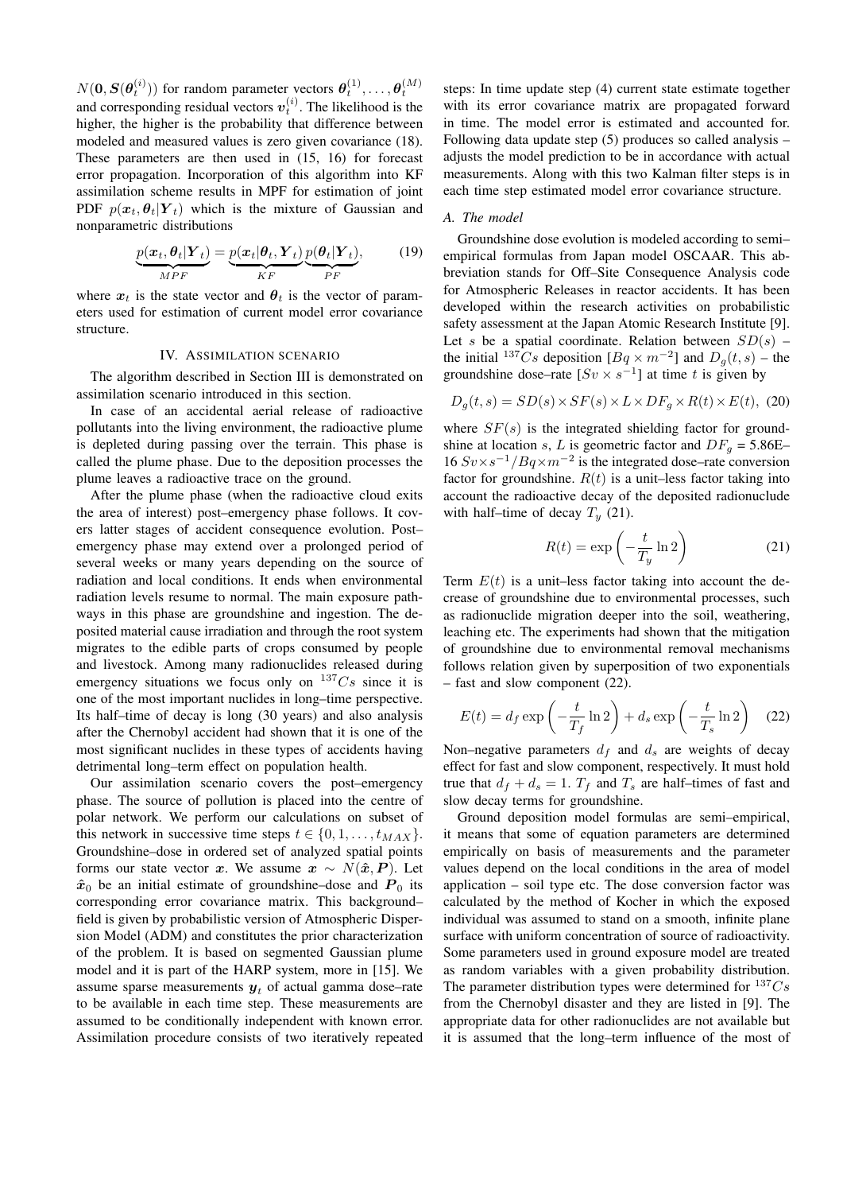$N(\mathbf{0}, \boldsymbol{S}(\boldsymbol{\theta}_t^{(i)}))$ for random parameter vectors $\boldsymbol{\theta}_t^{(1)}, \ldots, \boldsymbol{\theta}_t^{(M)}$ and corresponding residual vectors $\boldsymbol{v}_t^{(i)}$. The likelihood is the higher, the higher is the probability that difference between modeled and measured values is zero given covariance (18). These parameters are then used in (15, 16) for forecast error propagation. Incorporation of this algorithm into KF assimilation scheme results in MPF for estimation of joint PDF $p(\boldsymbol{x}_t, \boldsymbol{\theta}_t|\boldsymbol{Y}_t)$ which is the mixture of Gaussian and nonparametric distributions

$$\underbrace{p(\boldsymbol{x}_t, \boldsymbol{\theta}_t|\boldsymbol{Y}_t)}_{MPF} = \underbrace{p(\boldsymbol{x}_t|\boldsymbol{\theta}_t, \boldsymbol{Y}_t)}_{KF} \underbrace{p(\boldsymbol{\theta}_t|\boldsymbol{Y}_t)}_{PF}, \tag{19}$$

where $\boldsymbol{x}_t$ is the state vector and $\boldsymbol{\theta}_t$ is the vector of parameters used for estimation of current model error covariance structure.

## IV. Assimilation scenario

The algorithm described in Section III is demonstrated on assimilation scenario introduced in this section.

In case of an accidental aerial release of radioactive pollutants into the living environment, the radioactive plume is depleted during passing over the terrain. This phase is called the plume phase. Due to the deposition processes the plume leaves a radioactive trace on the ground.

After the plume phase (when the radioactive cloud exits the area of interest) post–emergency phase follows. It covers latter stages of accident consequence evolution. Post–emergency phase may extend over a prolonged period of several weeks or many years depending on the source of radiation and local conditions. It ends when environmental radiation levels resume to normal. The main exposure pathways in this phase are groundshine and ingestion. The deposited material cause irradiation and through the root system migrates to the edible parts of crops consumed by people and livestock. Among many radionuclides released during emergency situations we focus only on $^{137}Cs$ since it is one of the most important nuclides in long–time perspective. Its half–time of decay is long (30 years) and also analysis after the Chernobyl accident had shown that it is one of the most significant nuclides in these types of accidents having detrimental long–term effect on population health.

Our assimilation scenario covers the post–emergency phase. The source of pollution is placed into the centre of polar network. We perform our calculations on subset of this network in successive time steps $t \in \{0, 1, \ldots, t_{MAX}\}$. Groundshine–dose in ordered set of analyzed spatial points forms our state vector $\boldsymbol{x}$. We assume $\boldsymbol{x} \sim N(\hat{\boldsymbol{x}}, \boldsymbol{P})$. Let $\hat{\boldsymbol{x}}_0$ be an initial estimate of groundshine–dose and $\boldsymbol{P}_0$ its corresponding error covariance matrix. This background–field is given by probabilistic version of Atmospheric Dispersion Model (ADM) and constitutes the prior characterization of the problem. It is based on segmented Gaussian plume model and it is part of the HARP system, more in [15]. We assume sparse measurements $\boldsymbol{y}_t$ of actual gamma dose–rate to be available in each time step. These measurements are assumed to be conditionally independent with known error. Assimilation procedure consists of two iteratively repeated steps: In time update step (4) current state estimate together with its error covariance matrix are propagated forward in time. The model error is estimated and accounted for. Following data update step (5) produces so called analysis – adjusts the model prediction to be in accordance with actual measurements. Along with this two Kalman filter steps is in each time step estimated model error covariance structure.

### A. The model

Groundshine dose evolution is modeled according to semi–empirical formulas from Japan model OSCAAR. This abbreviation stands for Off–Site Consequence Analysis code for Atmospheric Releases in reactor accidents. It has been developed within the research activities on probabilistic safety assessment at the Japan Atomic Research Institute [9]. Let $s$ be a spatial coordinate. Relation between $SD(s)$ – the initial $^{137}Cs$ deposition $[Bq \times m^{-2}]$ and $D_g(t, s)$ – the groundshine dose–rate $[Sv \times s^{-1}]$ at time $t$ is given by

$$D_g(t, s) = SD(s) \times SF(s) \times L \times DF_g \times R(t) \times E(t), \tag{20}$$

where $SF(s)$ is the integrated shielding factor for groundshine at location $s$, $L$ is geometric factor and $DF_g$ = 5.86E–16 $Sv \times s^{-1}/Bq \times m^{-2}$ is the integrated dose–rate conversion factor for groundshine. $R(t)$ is a unit–less factor taking into account the radioactive decay of the deposited radionuclide with half–time of decay $T_y$ (21).

$$R(t) = \exp\left(-\frac{t}{T_y}\ln 2\right) \tag{21}$$

Term $E(t)$ is a unit–less factor taking into account the decrease of groundshine due to environmental processes, such as radionuclide migration deeper into the soil, weathering, leaching etc. The experiments had shown that the mitigation of groundshine due to environmental removal mechanisms follows relation given by superposition of two exponentials – fast and slow component (22).

$$E(t) = d_f \exp\left(-\frac{t}{T_f}\ln 2\right) + d_s \exp\left(-\frac{t}{T_s}\ln 2\right) \tag{22}$$

Non–negative parameters $d_f$ and $d_s$ are weights of decay effect for fast and slow component, respectively. It must hold true that $d_f + d_s = 1$. $T_f$ and $T_s$ are half–times of fast and slow decay terms for groundshine.

Ground deposition model formulas are semi–empirical, it means that some of equation parameters are determined empirically on basis of measurements and the parameter values depend on the local conditions in the area of model application – soil type etc. The dose conversion factor was calculated by the method of Kocher in which the exposed individual was assumed to stand on a smooth, infinite plane surface with uniform concentration of source of radioactivity. Some parameters used in ground exposure model are treated as random variables with a given probability distribution. The parameter distribution types were determined for $^{137}Cs$ from the Chernobyl disaster and they are listed in [9]. The appropriate data for other radionuclides are not available but it is assumed that the long–term influence of the most of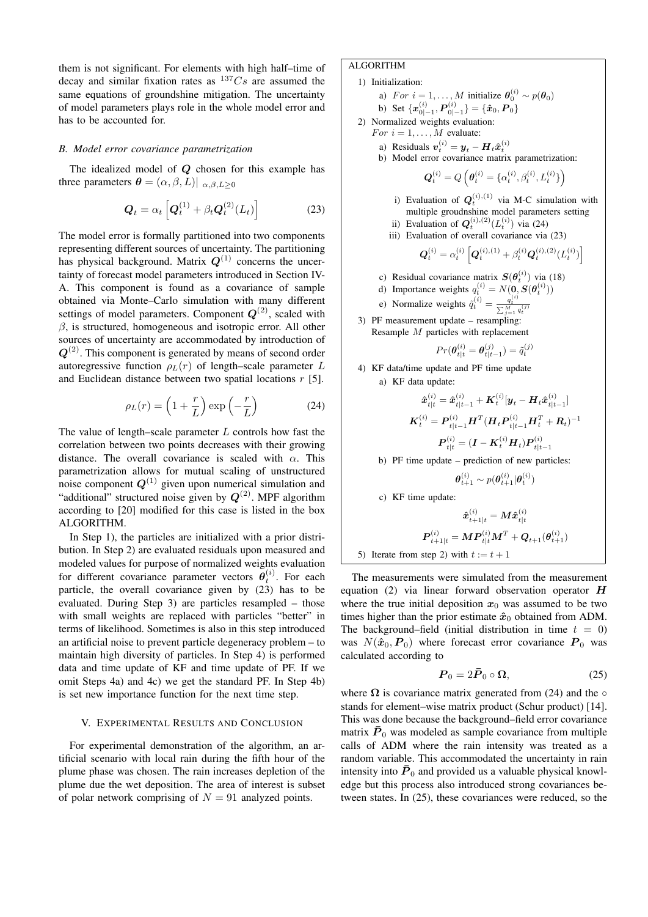them is not significant. For elements with high half–time of decay and similar fixation rates as $^{137}Cs$ are assumed the same equations of groundshine mitigation. The uncertainty of model parameters plays role in the whole model error and has to be accounted for.

### B. Model error covariance parametrization

The idealized model of $\boldsymbol{Q}$ chosen for this example has three parameters $\boldsymbol{\theta} = (\alpha, \beta, L)|_{\ \alpha,\beta,L\geq 0}$

$$\boldsymbol{Q}_t = \alpha_t \left[ \boldsymbol{Q}_t^{(1)} + \beta_t \boldsymbol{Q}_t^{(2)}(L_t) \right] \tag{23}$$

The model error is formally partitioned into two components representing different sources of uncertainty. The partitioning has physical background. Matrix $\boldsymbol{Q}^{(1)}$ concerns the uncertainty of forecast model parameters introduced in Section IV-A. This component is found as a covariance of sample obtained via Monte–Carlo simulation with many different settings of model parameters. Component $\boldsymbol{Q}^{(2)}$, scaled with $\beta$, is structured, homogeneous and isotropic error. All other sources of uncertainty are accommodated by introduction of $\boldsymbol{Q}^{(2)}$. This component is generated by means of second order autoregressive function $\rho_L(r)$ of length–scale parameter $L$ and Euclidean distance between two spatial locations $r$ [5].

$$\rho_L(r) = \left(1 + \frac{r}{L}\right) \exp\left(-\frac{r}{L}\right) \tag{24}$$

The value of length–scale parameter $L$ controls how fast the correlation between two points decreases with their growing distance. The overall covariance is scaled with $\alpha$. This parametrization allows for mutual scaling of unstructured noise component $\boldsymbol{Q}^{(1)}$ given upon numerical simulation and "additional" structured noise given by $\boldsymbol{Q}^{(2)}$. MPF algorithm according to [20] modified for this case is listed in the box ALGORITHM.

In Step 1), the particles are initialized with a prior distribution. In Step 2) are evaluated residuals upon measured and modeled values for purpose of normalized weights evaluation for different covariance parameter vectors $\boldsymbol{\theta}_t^{(i)}$. For each particle, the overall covariance given by (23) has to be evaluated. During Step 3) are particles resampled – those with small weights are replaced with particles "better" in terms of likelihood. Sometimes is also in this step introduced an artificial noise to prevent particle degeneracy problem – to maintain high diversity of particles. In Step 4) is performed data and time update of KF and time update of PF. If we omit Steps 4a) and 4c) we get the standard PF. In Step 4b) is set new importance function for the next time step.

ALGORITHM

1) Initialization:
   a) $For\ i = 1, \ldots, M$ initialize $\boldsymbol{\theta}_0^{(i)} \sim p(\boldsymbol{\theta}_0)$
   b) Set $\{\boldsymbol{x}_{0|-1}^{(i)}, \boldsymbol{P}_{0|-1}^{(i)}\} = \{\hat{\boldsymbol{x}}_0, \boldsymbol{P}_0\}$
2) Normalized weights evaluation:
   $For\ i = 1, \ldots, M$ evaluate:
   a) Residuals $\boldsymbol{v}_t^{(i)} = \boldsymbol{y}_t - \boldsymbol{H}_t \hat{\boldsymbol{x}}_t^{(i)}$
   b) Model error covariance matrix parametrization:
   $$\boldsymbol{Q}_t^{(i)} = Q\left(\boldsymbol{\theta}_t^{(i)} = \{\alpha_t^{(i)}, \beta_t^{(i)}, L_t^{(i)}\}\right)$$
      i) Evaluation of $\boldsymbol{Q}_t^{(i),(1)}$ via M-C simulation with multiple groudnshine model parameters setting
      ii) Evaluation of $\boldsymbol{Q}_t^{(i),(2)}(L_t^{(i)})$ via (24)
      iii) Evaluation of overall covariance via (23)
   $$\boldsymbol{Q}_t^{(i)} = \alpha_t^{(i)} \left[ \boldsymbol{Q}_t^{(i),(1)} + \beta_t^{(i)} \boldsymbol{Q}_t^{(i),(2)}(L_t^{(i)}) \right]$$
   c) Residual covariance matrix $\boldsymbol{S}(\boldsymbol{\theta}_t^{(i)})$ via (18)
   d) Importance weights $q_t^{(i)} = N(\boldsymbol{0}, \boldsymbol{S}(\boldsymbol{\theta}_t^{(i)}))$
   e) Normalize weights $\tilde{q}_t^{(i)} = \frac{q_t^{(i)}}{\sum_{j=1}^{M} q_t^{(j)}}$
3) PF measurement update – resampling:
   Resample $M$ particles with replacement
   $$Pr(\boldsymbol{\theta}_{t|t}^{(i)} = \boldsymbol{\theta}_{t|t-1}^{(j)}) = \tilde{q}_t^{(j)}$$
4) KF data/time update and PF time update
   a) KF data update:
   $$\hat{\boldsymbol{x}}_{t|t}^{(i)} = \hat{\boldsymbol{x}}_{t|t-1}^{(i)} + \boldsymbol{K}_t^{(i)}[\boldsymbol{y}_t - \boldsymbol{H}_t \hat{\boldsymbol{x}}_{t|t-1}^{(i)}]$$
   $$\boldsymbol{K}_t^{(i)} = \boldsymbol{P}_{t|t-1}^{(i)} \boldsymbol{H}^T (\boldsymbol{H}_t \boldsymbol{P}_{t|t-1}^{(i)} \boldsymbol{H}_t^T + \boldsymbol{R}_t)^{-1}$$
   $$\boldsymbol{P}_{t|t}^{(i)} = (\boldsymbol{I} - \boldsymbol{K}_t^{(i)} \boldsymbol{H}_t) \boldsymbol{P}_{t|t-1}^{(i)}$$
   b) PF time update – prediction of new particles:
   $$\boldsymbol{\theta}_{t+1}^{(i)} \sim p(\boldsymbol{\theta}_{t+1}^{(i)} | \boldsymbol{\theta}_t^{(i)})$$
   c) KF time update:
   $$\hat{\boldsymbol{x}}_{t+1|t}^{(i)} = \boldsymbol{M} \hat{\boldsymbol{x}}_{t|t}^{(i)}$$
   $$\boldsymbol{P}_{t+1|t}^{(i)} = \boldsymbol{M} \boldsymbol{P}_{t|t}^{(i)} \boldsymbol{M}^T + \boldsymbol{Q}_{t+1}(\boldsymbol{\theta}_{t+1}^{(i)})$$
5) Iterate from step 2) with $t := t + 1$

## V. Experimental Results and Conclusion

For experimental demonstration of the algorithm, an artificial scenario with local rain during the fifth hour of the plume phase was chosen. The rain increases depletion of the plume due the wet deposition. The area of interest is subset of polar network comprising of $N = 91$ analyzed points.

The measurements were simulated from the measurement equation (2) via linear forward observation operator $\boldsymbol{H}$ where the true initial deposition $\boldsymbol{x}_0$ was assumed to be two times higher than the prior estimate $\hat{\boldsymbol{x}}_0$ obtained from ADM. The background–field (initial distribution in time $t = 0$) was $N(\hat{\boldsymbol{x}}_0, \boldsymbol{P}_0)$ where forecast error covariance $\boldsymbol{P}_0$ was calculated according to

$$\boldsymbol{P}_0 = 2\bar{\boldsymbol{P}}_0 \circ \boldsymbol{\Omega}, \tag{25}$$

where $\boldsymbol{\Omega}$ is covariance matrix generated from (24) and the $\circ$ stands for element–wise matrix product (Schur product) [14]. This was done because the background–field error covariance matrix $\bar{\boldsymbol{P}}_0$ was modeled as sample covariance from multiple calls of ADM where the rain intensity was treated as a random variable. This accommodated the uncertainty in rain intensity into $\bar{\boldsymbol{P}}_0$ and provided us a valuable physical knowledge but this process also introduced strong covariances between states. In (25), these covariances were reduced, so the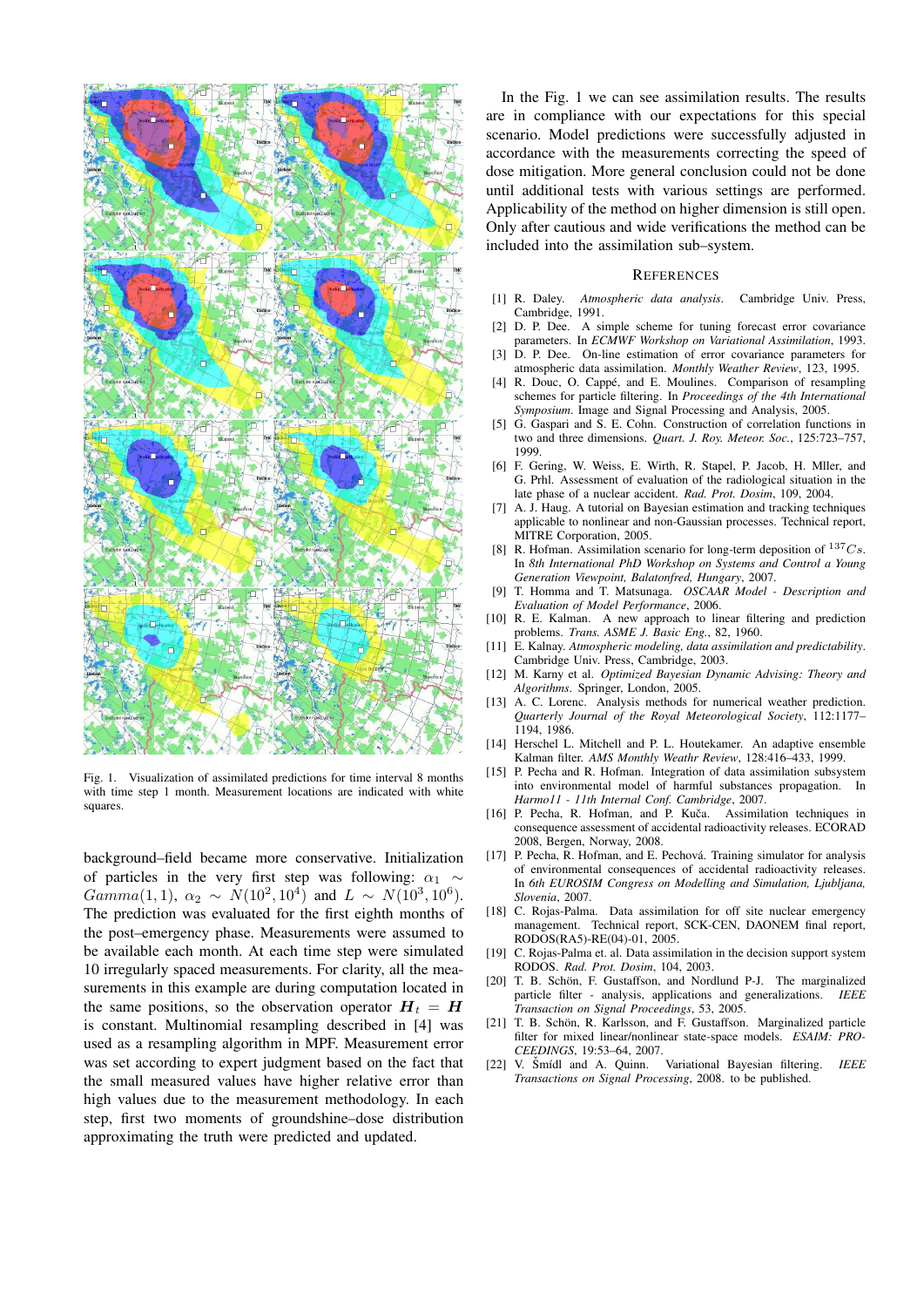Fig. 1. Visualization of assimilated predictions for time interval 8 months with time step 1 month. Measurement locations are indicated with white squares.

background–field became more conservative. Initialization of particles in the very first step was following: $\alpha_1 \sim Gamma(1,1)$, $\alpha_2 \sim N(10^2, 10^4)$ and $L \sim N(10^3, 10^6)$. The prediction was evaluated for the first eighth months of the post–emergency phase. Measurements were assumed to be available each month. At each time step were simulated 10 irregularly spaced measurements. For clarity, all the measurements in this example are during computation located in the same positions, so the observation operator $\boldsymbol{H}_t = \boldsymbol{H}$ is constant. Multinomial resampling described in [4] was used as a resampling algorithm in MPF. Measurement error was set according to expert judgment based on the fact that the small measured values have higher relative error than high values due to the measurement methodology. In each step, first two moments of groundshine–dose distribution approximating the truth were predicted and updated.

In the Fig. 1 we can see assimilation results. The results are in compliance with our expectations for this special scenario. Model predictions were successfully adjusted in accordance with the measurements correcting the speed of dose mitigation. More general conclusion could not be done until additional tests with various settings are performed. Applicability of the method on higher dimension is still open. Only after cautious and wide verifications the method can be included into the assimilation sub–system.

## REFERENCES

[1] R. Daley. *Atmospheric data analysis*. Cambridge Univ. Press, Cambridge, 1991.

[2] D. P. Dee. A simple scheme for tuning forecast error covariance parameters. In *ECMWF Workshop on Variational Assimilation*, 1993.

[3] D. P. Dee. On-line estimation of error covariance parameters for atmospheric data assimilation. *Monthly Weather Review*, 123, 1995.

[4] R. Douc, O. Cappé, and E. Moulines. Comparison of resampling schemes for particle filtering. In *Proceedings of the 4th International Symposium*. Image and Signal Processing and Analysis, 2005.

[5] G. Gaspari and S. E. Cohn. Construction of correlation functions in two and three dimensions. *Quart. J. Roy. Meteor. Soc.*, 125:723–757, 1999.

[6] F. Gering, W. Weiss, E. Wirth, R. Stapel, P. Jacob, H. Mller, and G. Prhl. Assessment of evaluation of the radiological situation in the late phase of a nuclear accident. *Rad. Prot. Dosim*, 109, 2004.

[7] A. J. Haug. A tutorial on Bayesian estimation and tracking techniques applicable to nonlinear and non-Gaussian processes. Technical report, MITRE Corporation, 2005.

[8] R. Hofman. Assimilation scenario for long-term deposition of $^{137}Cs$. In *8th International PhD Workshop on Systems and Control a Young Generation Viewpoint, Balatonfred, Hungary*, 2007.

[9] T. Homma and T. Matsunaga. *OSCAAR Model - Description and Evaluation of Model Performance*, 2006.

[10] R. E. Kalman. A new approach to linear filtering and prediction problems. *Trans. ASME J. Basic Eng.*, 82, 1960.

[11] E. Kalnay. *Atmospheric modeling, data assimilation and predictability*. Cambridge Univ. Press, Cambridge, 2003.

[12] M. Karny et al. *Optimized Bayesian Dynamic Advising: Theory and Algorithms*. Springer, London, 2005.

[13] A. C. Lorenc. Analysis methods for numerical weather prediction. *Quarterly Journal of the Royal Meteorological Society*, 112:1177–1194, 1986.

[14] Herschel L. Mitchell and P. L. Houtekamer. An adaptive ensemble Kalman filter. *AMS Monthly Weathr Review*, 128:416–433, 1999.

[15] P. Pecha and R. Hofman. Integration of data assimilation subsystem into environmental model of harmful substances propagation. In *Harmo11 - 11th Internal Conf. Cambridge*, 2007.

[16] P. Pecha, R. Hofman, and P. Kuča. Assimilation techniques in consequence assessment of accidental radioactivity releases. ECORAD 2008, Bergen, Norway, 2008.

[17] P. Pecha, R. Hofman, and E. Pechová. Training simulator for analysis of environmental consequences of accidental radioactivity releases. In *6th EUROSIM Congress on Modelling and Simulation, Ljubljana, Slovenia*, 2007.

[18] C. Rojas-Palma. Data assimilation for off site nuclear emergency management. Technical report, SCK-CEN, DAONEM final report, RODOS(RA5)-RE(04)-01, 2005.

[19] C. Rojas-Palma et. al. Data assimilation in the decision support system RODOS. *Rad. Prot. Dosim*, 104, 2003.

[20] T. B. Schön, F. Gustaffson, and Nordlund P-J. The marginalized particle filter - analysis, applications and generalizations. *IEEE Transaction on Signal Proceedings*, 53, 2005.

[21] T. B. Schön, R. Karlsson, and F. Gustaffson. Marginalized particle filter for mixed linear/nonlinear state-space models. *ESAIM: PROCEEDINGS*, 19:53–64, 2007.

[22] V. Šmídl and A. Quinn. Variational Bayesian filtering. *IEEE Transactions on Signal Processing*, 2008. to be published.